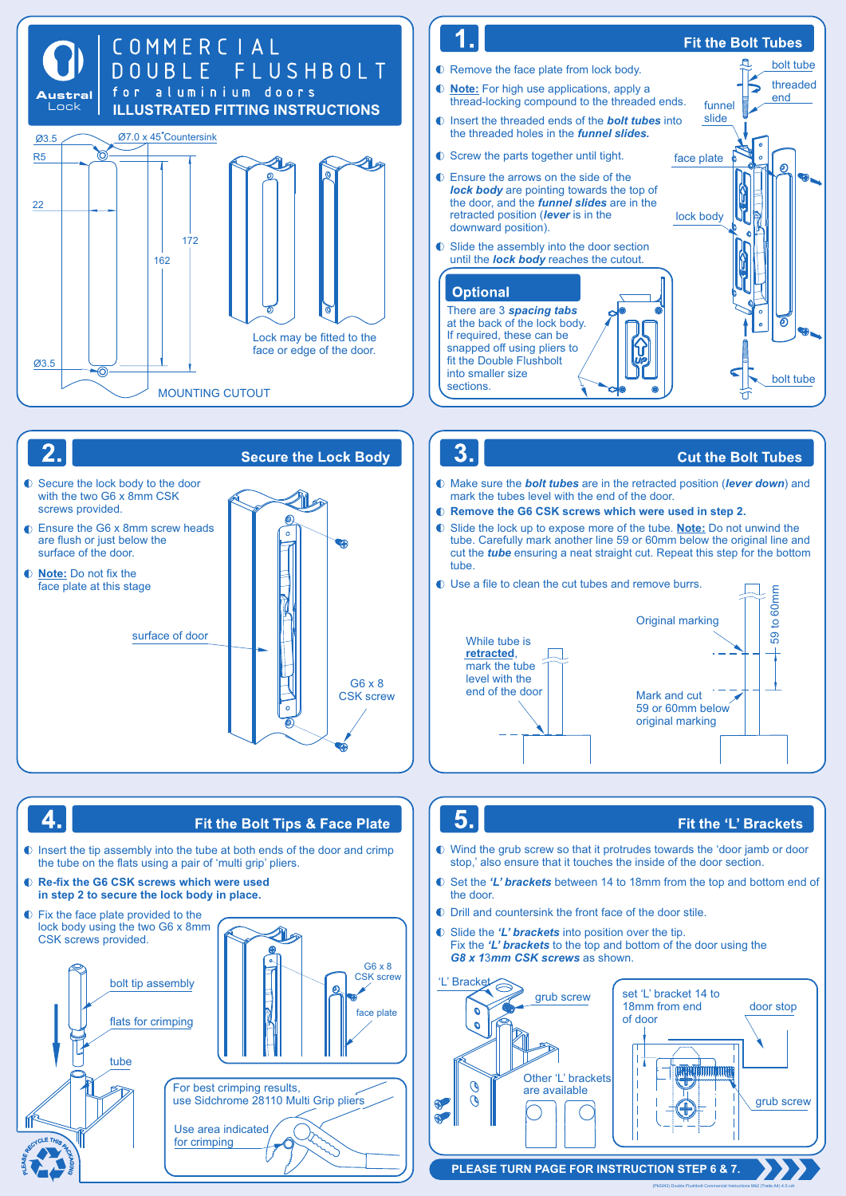# COMMERCIAL DOUBLE FLUSHBOLT

**for aluminium doors**

**ILLUSTRATED FITTING INSTRUCTIONS**

Austral Lock

Ø3.5 · Ø7.0 x 45˚Countersink · R5 · 22 · 172 · 162 · Ø3.5

MOUNTING CUTOUT

Lock may be fitted to the face or edge of the door.

## 1. Fit the Bolt Tubes

- Remove the face plate from lock body.
- **Note:** For high use applications, apply a thread-locking compound to the threaded ends.
- Insert the threaded ends of the ***bolt tubes*** into the threaded holes in the ***funnel slides.***
- Screw the parts together until tight.
- Ensure the arrows on the side of the ***lock body*** are pointing towards the top of the door, and the ***funnel slides*** are in the retracted position (***lever*** is in the downward position).
- Slide the assembly into the door section until the ***lock body*** reaches the cutout.

bolt tube · threaded end · funnel slide · face plate · lock body · bolt tube

### Optional

There are 3 ***spacing tabs*** at the back of the lock body. If required, these can be snapped off using pliers to fit the Double Flushbolt into smaller size sections.

## 2. Secure the Lock Body

- Secure the lock body to the door with the two G6 x 8mm CSK screws provided.
- Ensure the G6 x 8mm screw heads are flush or just below the surface of the door.
- **Note:** Do not fix the face plate at this stage

surface of door · G6 x 8 CSK screw

## 3. Cut the Bolt Tubes

- Make sure the ***bolt tubes*** are in the retracted position (***lever down***) and mark the tubes level with the end of the door.
- **Remove the G6 CSK screws which were used in step 2.**
- Slide the lock up to expose more of the tube. **Note:** Do not unwind the tube. Carefully mark another line 59 or 60mm below the original line and cut the ***tube*** ensuring a neat straight cut. Repeat this step for the bottom tube.
- Use a file to clean the cut tubes and remove burrs.

While tube is **retracted**, mark the tube level with the end of the door · Original marking · 59 to 60mm · Mark and cut 59 or 60mm below original marking

## 4. Fit the Bolt Tips & Face Plate

- Insert the tip assembly into the tube at both ends of the door and crimp the tube on the flats using a pair of 'multi grip' pliers.
- **Re-fix the G6 CSK screws which were used in step 2 to secure the lock body in place.**
- Fix the face plate provided to the lock body using the two G6 x 8mm CSK screws provided.

bolt tip assembly · flats for crimping · tube · G6 x 8 CSK screw · face plate

For best crimping results, use Sidchrome 28110 Multi Grip pliers

Use area indicated for crimping

PLEASE RECYCLE THIS PACKAGING

## 5. Fit the 'L' Brackets

- Wind the grub screw so that it protrudes towards the 'door jamb or door stop,' also ensure that it touches the inside of the door section.
- Set the ***'L' brackets*** between 14 to 18mm from the top and bottom end of the door.
- Drill and countersink the front face of the door stile.
- Slide the ***'L' brackets*** into position over the tip. Fix the ***'L' brackets*** to the top and bottom of the door using the ***G8 x 13mm CSK screws*** as shown.

'L' Bracket · grub screw · Other 'L' brackets are available · set 'L' bracket 14 to 18mm from end of door · door stop · grub screw

**PLEASE TURN PAGE FOR INSTRUCTION STEP 6 & 7.**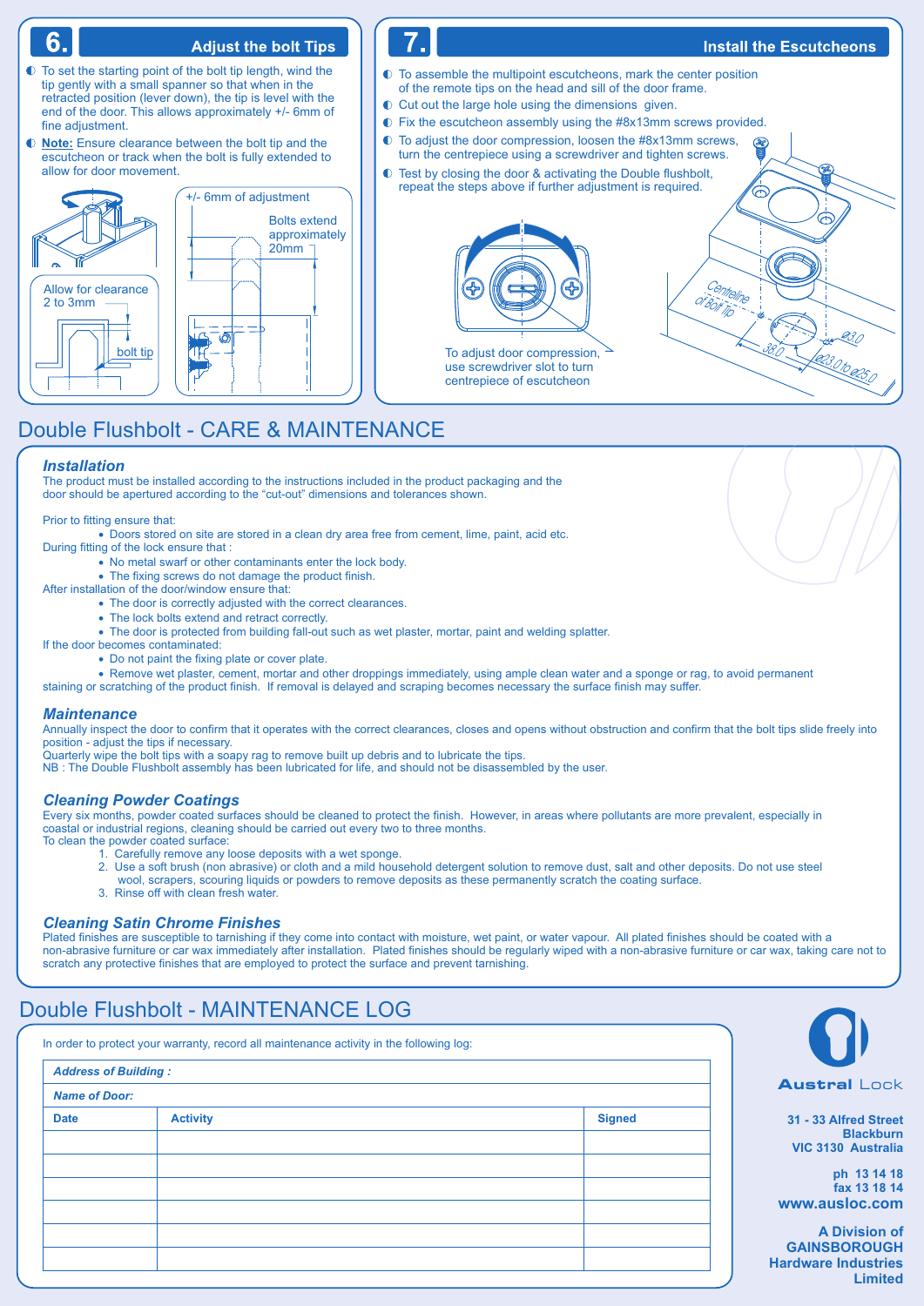## 6. Adjust the bolt Tips

- To set the starting point of the bolt tip length, wind the tip gently with a small spanner so that when in the retracted position (lever down), the tip is level with the end of the door. This allows approximately +/- 6mm of fine adjustment.
- **Note:** Ensure clearance between the bolt tip and the escutcheon or track when the bolt is fully extended to allow for door movement.

Allow for clearance 2 to 3mm

bolt tip

+/- 6mm of adjustment

Bolts extend approximately 20mm

## 7. Install the Escutcheons

- To assemble the multipoint escutcheons, mark the center position of the remote tips on the head and sill of the door frame.
- Cut out the large hole using the dimensions given.
- Fix the escutcheon assembly using the #8x13mm screws provided.
- To adjust the door compression, loosen the #8x13mm screws, turn the centrepiece using a screwdriver and tighten screws.
- Test by closing the door & activating the Double flushbolt, repeat the steps above if further adjustment is required.

To adjust door compression, use screwdriver slot to turn centrepiece of escutcheon

Centreline of Bolt Tip

38.0

ø3.0

ø23.0 to ø25.0

# Double Flushbolt - CARE & MAINTENANCE

### *Installation*

The product must be installed according to the instructions included in the product packaging and the door should be apertured according to the “cut-out” dimensions and tolerances shown.

Prior to fitting ensure that:
- Doors stored on site are stored in a clean dry area free from cement, lime, paint, acid etc.

During fitting of the lock ensure that :
- No metal swarf or other contaminants enter the lock body.
- The fixing screws do not damage the product finish.

After installation of the door/window ensure that:
- The door is correctly adjusted with the correct clearances.
- The lock bolts extend and retract correctly.
- The door is protected from building fall-out such as wet plaster, mortar, paint and welding splatter.

If the door becomes contaminated:
- Do not paint the fixing plate or cover plate.
- Remove wet plaster, cement, mortar and other droppings immediately, using ample clean water and a sponge or rag, to avoid permanent staining or scratching of the product finish. If removal is delayed and scraping becomes necessary the surface finish may suffer.

### *Maintenance*

Annually inspect the door to confirm that it operates with the correct clearances, closes and opens without obstruction and confirm that the bolt tips slide freely into position - adjust the tips if necessary.
Quarterly wipe the bolt tips with a soapy rag to remove built up debris and to lubricate the tips.
NB : The Double Flushbolt assembly has been lubricated for life, and should not be disassembled by the user.

### *Cleaning Powder Coatings*

Every six months, powder coated surfaces should be cleaned to protect the finish. However, in areas where pollutants are more prevalent, especially in coastal or industrial regions, cleaning should be carried out every two to three months.
To clean the powder coated surface:

1. Carefully remove any loose deposits with a wet sponge.
2. Use a soft brush (non abrasive) or cloth and a mild household detergent solution to remove dust, salt and other deposits. Do not use steel wool, scrapers, scouring liquids or powders to remove deposits as these permanently scratch the coating surface.
3. Rinse off with clean fresh water.

### *Cleaning Satin Chrome Finishes*

Plated finishes are susceptible to tarnishing if they come into contact with moisture, wet paint, or water vapour. All plated finishes should be coated with a non-abrasive furniture or car wax immediately after installation. Plated finishes should be regularly wiped with a non-abrasive furniture or car wax, taking care not to scratch any protective finishes that are employed to protect the surface and prevent tarnishing.

# Double Flushbolt - MAINTENANCE LOG

In order to protect your warranty, record all maintenance activity in the following log:

| *Address of Building :* | | |
|---|---|---|
| *Name of Door:* | | |
| **Date** | **Activity** | **Signed** |
| | | |
| | | |
| | | |
| | | |
| | | |
| | | |

**Austral Lock**

**31 - 33 Alfred Street**
**Blackburn**
**VIC 3130 Australia**

**ph 13 14 18**
**fax 13 18 14**
**www.ausloc.com**

**A Division of GAINSBOROUGH Hardware Industries Limited**